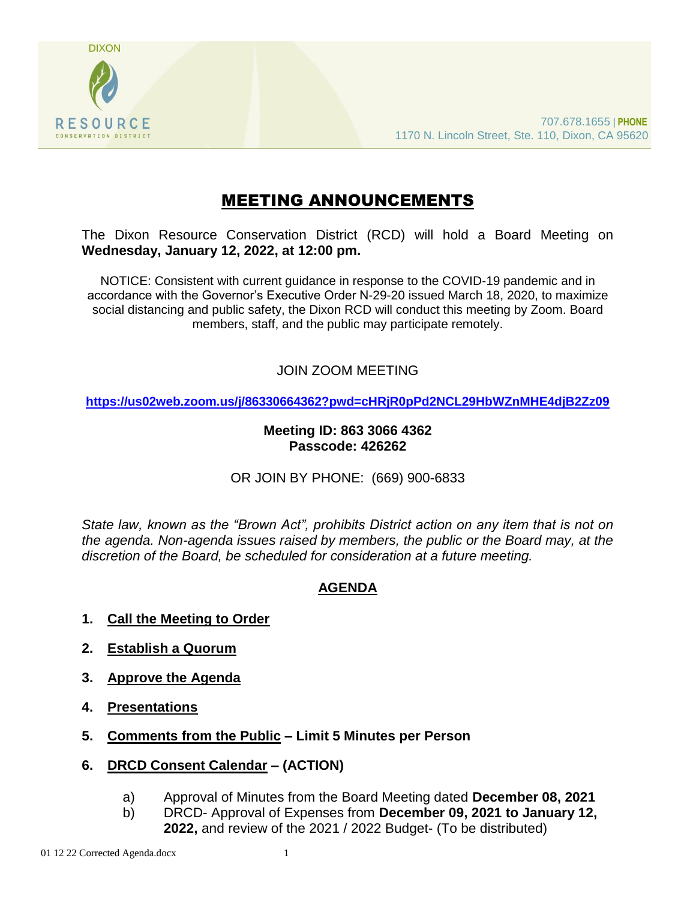DIXON

RESOURCE

CONSERVATION DISTRICT

707.678.1655 | **PHONE**
1170 N. Lincoln Street, Ste. 110, Dixon, CA 95620

# MEETING ANNOUNCEMENTS

The Dixon Resource Conservation District (RCD) will hold a Board Meeting on **Wednesday, January 12, 2022, at 12:00 pm.**

NOTICE: Consistent with current guidance in response to the COVID-19 pandemic and in accordance with the Governor's Executive Order N-29-20 issued March 18, 2020, to maximize social distancing and public safety, the Dixon RCD will conduct this meeting by Zoom. Board members, staff, and the public may participate remotely.

JOIN ZOOM MEETING

**https://us02web.zoom.us/j/86330664362?pwd=cHRjR0pPd2NCL29HbWZnMHE4djB2Zz09**

**Meeting ID: 863 3066 4362**
**Passcode: 426262**

OR JOIN BY PHONE: (669) 900-6833

*State law, known as the "Brown Act", prohibits District action on any item that is not on the agenda. Non-agenda issues raised by members, the public or the Board may, at the discretion of the Board, be scheduled for consideration at a future meeting.*

## AGENDA

1. **Call the Meeting to Order**
2. **Establish a Quorum**
3. **Approve the Agenda**
4. **Presentations**
5. **Comments from the Public – Limit 5 Minutes per Person**
6. **DRCD Consent Calendar – (ACTION)**
   a) Approval of Minutes from the Board Meeting dated **December 08, 2021**
   b) DRCD- Approval of Expenses from **December 09, 2021 to January 12, 2022,** and review of the 2021 / 2022 Budget- (To be distributed)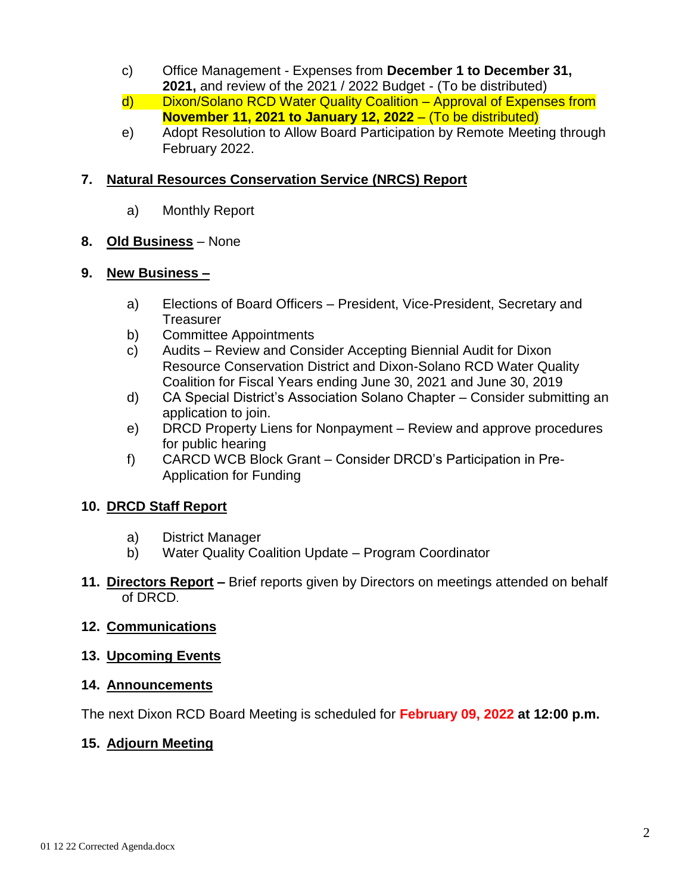c) Office Management - Expenses from **December 1 to December 31, 2021,** and review of the 2021 / 2022 Budget - (To be distributed)

d) Dixon/Solano RCD Water Quality Coalition – Approval of Expenses from **November 11, 2021 to January 12, 2022** – (To be distributed)

e) Adopt Resolution to Allow Board Participation by Remote Meeting through February 2022.

**7. Natural Resources Conservation Service (NRCS) Report**

a) Monthly Report

**8. Old Business** – None

**9. New Business –**

a) Elections of Board Officers – President, Vice-President, Secretary and Treasurer

b) Committee Appointments

c) Audits – Review and Consider Accepting Biennial Audit for Dixon Resource Conservation District and Dixon-Solano RCD Water Quality Coalition for Fiscal Years ending June 30, 2021 and June 30, 2019

d) CA Special District's Association Solano Chapter – Consider submitting an application to join.

e) DRCD Property Liens for Nonpayment – Review and approve procedures for public hearing

f) CARCD WCB Block Grant – Consider DRCD's Participation in Pre-Application for Funding

**10. DRCD Staff Report**

a) District Manager

b) Water Quality Coalition Update – Program Coordinator

**11. Directors Report –** Brief reports given by Directors on meetings attended on behalf of DRCD.

**12. Communications**

**13. Upcoming Events**

**14. Announcements**

The next Dixon RCD Board Meeting is scheduled for **February 09, 2022 at 12:00 p.m.**

**15. Adjourn Meeting**

01 12 22 Corrected Agenda.docx